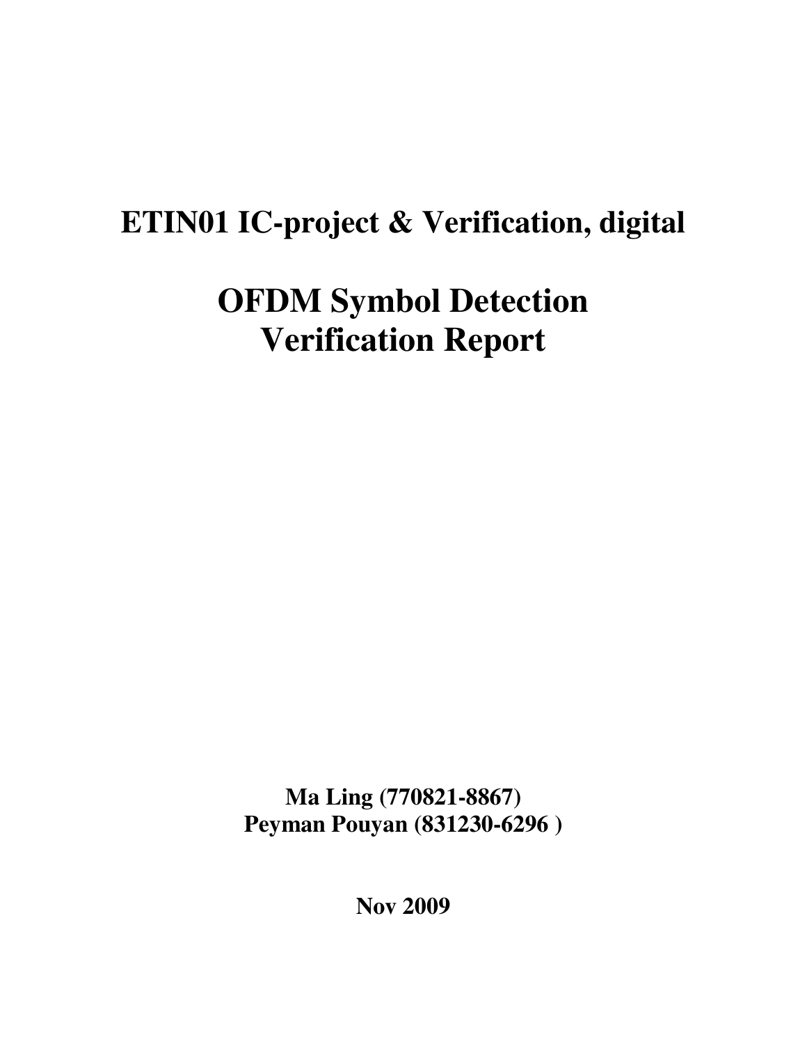# ETIN01 IC-project & Verification, digital

# OFDM Symbol Detection Verification Report

**Ma Ling (770821-8867)**
**Peyman Pouyan (831230-6296 )**

**Nov 2009**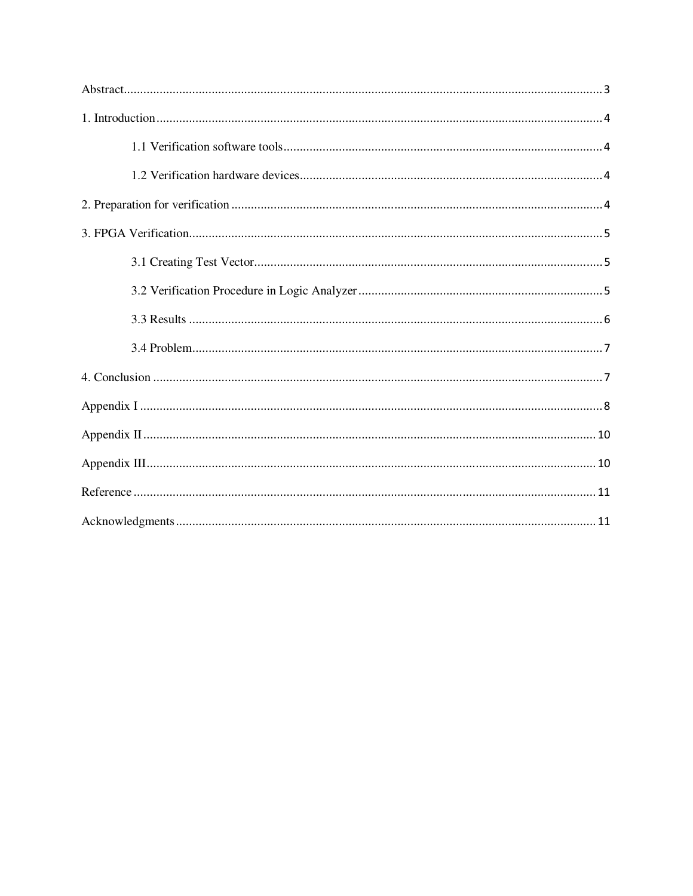Abstract .......... 3

1. Introduction .......... 4

    1.1 Verification software tools .......... 4

    1.2 Verification hardware devices .......... 4

2. Preparation for verification .......... 4

3. FPGA Verification .......... 5

    3.1 Creating Test Vector .......... 5

    3.2 Verification Procedure in Logic Analyzer .......... 5

    3.3 Results .......... 6

    3.4 Problem .......... 7

4. Conclusion .......... 7

Appendix I .......... 8

Appendix II .......... 10

Appendix III .......... 10

Reference .......... 11

Acknowledgments .......... 11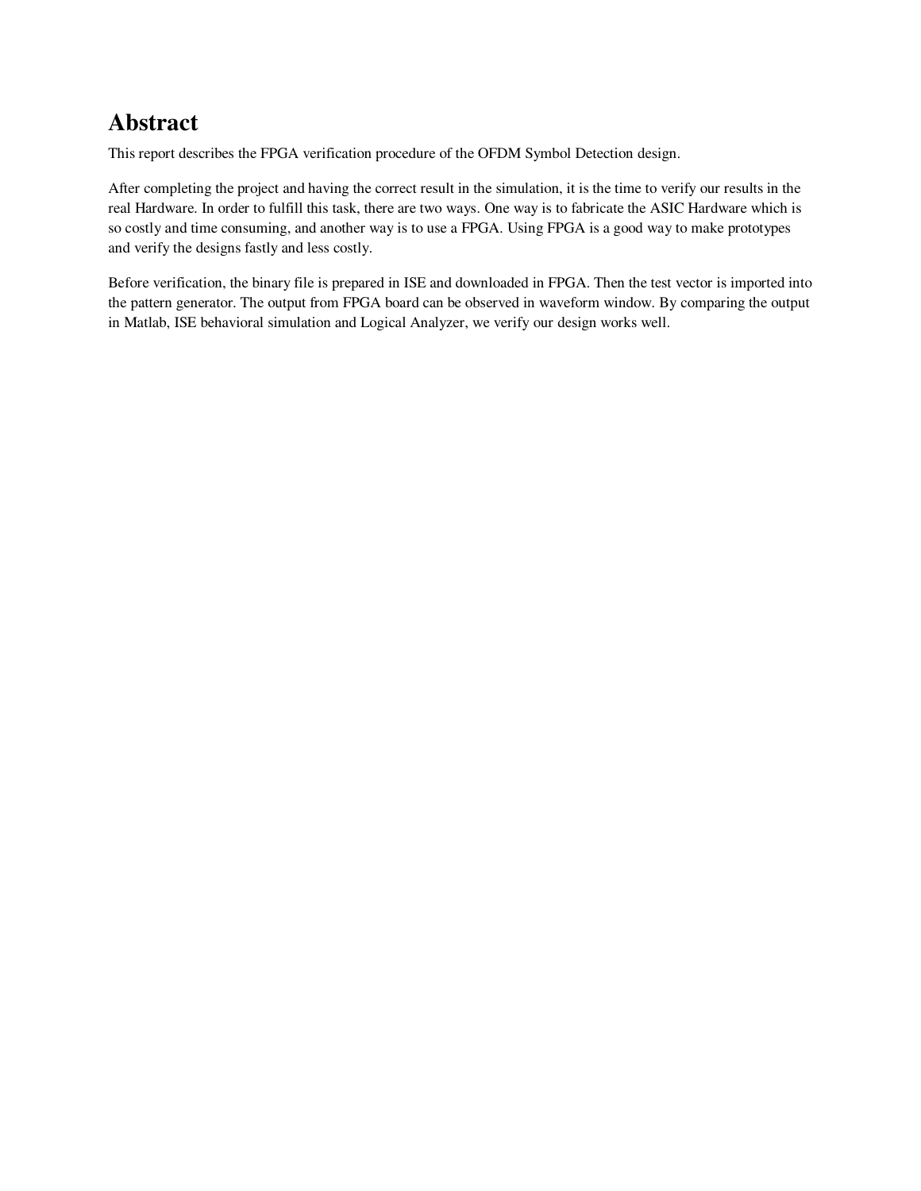# Abstract

This report describes the FPGA verification procedure of the OFDM Symbol Detection design.

After completing the project and having the correct result in the simulation, it is the time to verify our results in the real Hardware. In order to fulfill this task, there are two ways. One way is to fabricate the ASIC Hardware which is so costly and time consuming, and another way is to use a FPGA. Using FPGA is a good way to make prototypes and verify the designs fastly and less costly.

Before verification, the binary file is prepared in ISE and downloaded in FPGA. Then the test vector is imported into the pattern generator. The output from FPGA board can be observed in waveform window. By comparing the output in Matlab, ISE behavioral simulation and Logical Analyzer, we verify our design works well.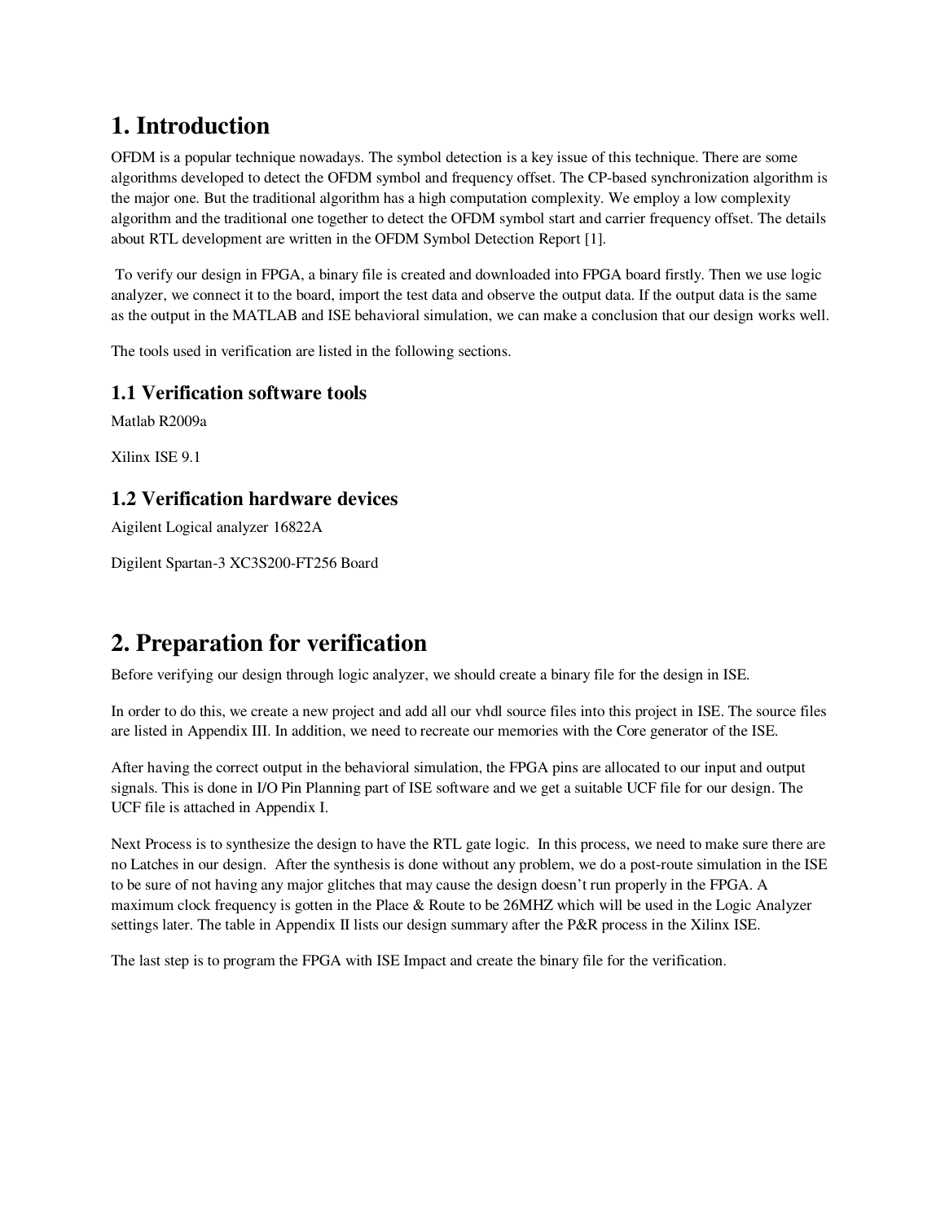# 1. Introduction

OFDM is a popular technique nowadays. The symbol detection is a key issue of this technique. There are some algorithms developed to detect the OFDM symbol and frequency offset. The CP-based synchronization algorithm is the major one. But the traditional algorithm has a high computation complexity. We employ a low complexity algorithm and the traditional one together to detect the OFDM symbol start and carrier frequency offset. The details about RTL development are written in the OFDM Symbol Detection Report [1].

To verify our design in FPGA, a binary file is created and downloaded into FPGA board firstly. Then we use logic analyzer, we connect it to the board, import the test data and observe the output data. If the output data is the same as the output in the MATLAB and ISE behavioral simulation, we can make a conclusion that our design works well.

The tools used in verification are listed in the following sections.

## 1.1 Verification software tools

Matlab R2009a

Xilinx ISE 9.1

## 1.2 Verification hardware devices

Aigilent Logical analyzer 16822A

Digilent Spartan-3 XC3S200-FT256 Board

# 2. Preparation for verification

Before verifying our design through logic analyzer, we should create a binary file for the design in ISE.

In order to do this, we create a new project and add all our vhdl source files into this project in ISE. The source files are listed in Appendix III. In addition, we need to recreate our memories with the Core generator of the ISE.

After having the correct output in the behavioral simulation, the FPGA pins are allocated to our input and output signals. This is done in I/O Pin Planning part of ISE software and we get a suitable UCF file for our design. The UCF file is attached in Appendix I.

Next Process is to synthesize the design to have the RTL gate logic. In this process, we need to make sure there are no Latches in our design. After the synthesis is done without any problem, we do a post-route simulation in the ISE to be sure of not having any major glitches that may cause the design doesn't run properly in the FPGA. A maximum clock frequency is gotten in the Place & Route to be 26MHZ which will be used in the Logic Analyzer settings later. The table in Appendix II lists our design summary after the P&R process in the Xilinx ISE.

The last step is to program the FPGA with ISE Impact and create the binary file for the verification.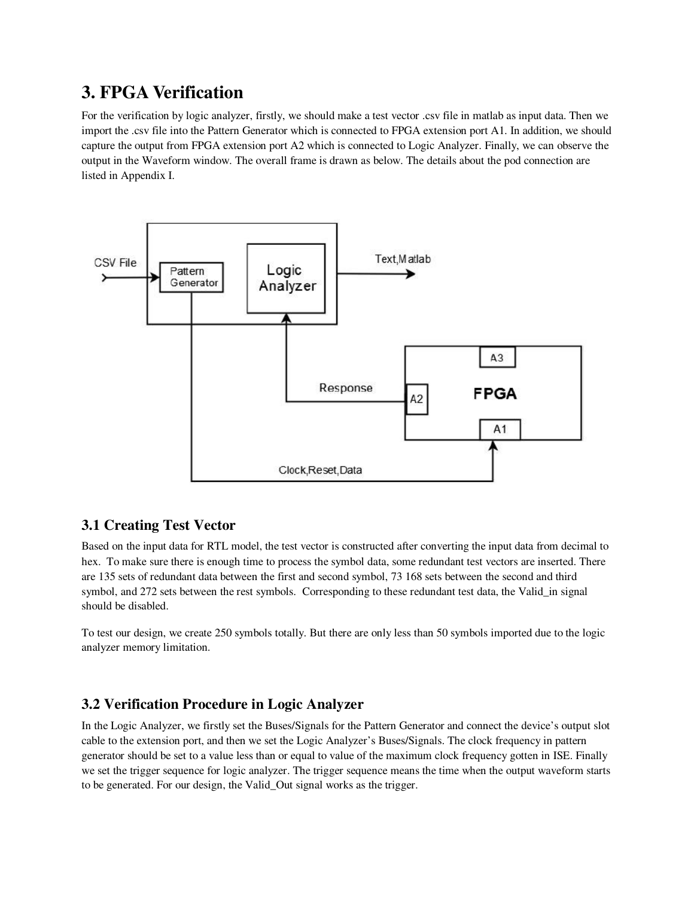# 3. FPGA Verification

For the verification by logic analyzer, firstly, we should make a test vector .csv file in matlab as input data. Then we import the .csv file into the Pattern Generator which is connected to FPGA extension port A1. In addition, we should capture the output from FPGA extension port A2 which is connected to Logic Analyzer. Finally, we can observe the output in the Waveform window. The overall frame is drawn as below. The details about the pod connection are listed in Appendix I.

## 3.1 Creating Test Vector

Based on the input data for RTL model, the test vector is constructed after converting the input data from decimal to hex. To make sure there is enough time to process the symbol data, some redundant test vectors are inserted. There are 135 sets of redundant data between the first and second symbol, 73 168 sets between the second and third symbol, and 272 sets between the rest symbols. Corresponding to these redundant test data, the Valid_in signal should be disabled.

To test our design, we create 250 symbols totally. But there are only less than 50 symbols imported due to the logic analyzer memory limitation.

## 3.2 Verification Procedure in Logic Analyzer

In the Logic Analyzer, we firstly set the Buses/Signals for the Pattern Generator and connect the device's output slot cable to the extension port, and then we set the Logic Analyzer's Buses/Signals. The clock frequency in pattern generator should be set to a value less than or equal to value of the maximum clock frequency gotten in ISE. Finally we set the trigger sequence for logic analyzer. The trigger sequence means the time when the output waveform starts to be generated. For our design, the Valid_Out signal works as the trigger.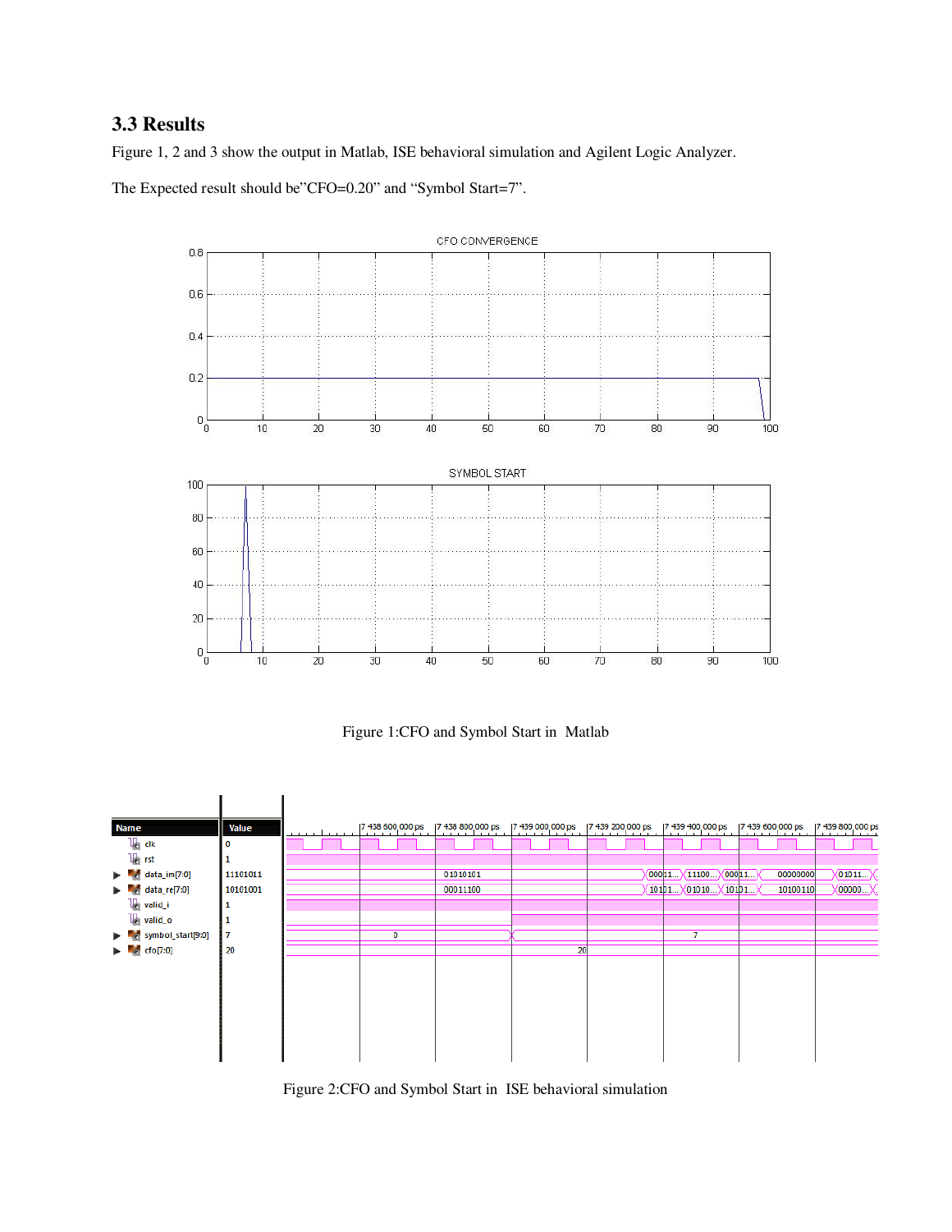### 3.3 Results

Figure 1, 2 and 3 show the output in Matlab, ISE behavioral simulation and Agilent Logic Analyzer.

The Expected result should be"CFO=0.20" and "Symbol Start=7".

Figure 1:CFO and Symbol Start in Matlab

Figure 2:CFO and Symbol Start in ISE behavioral simulation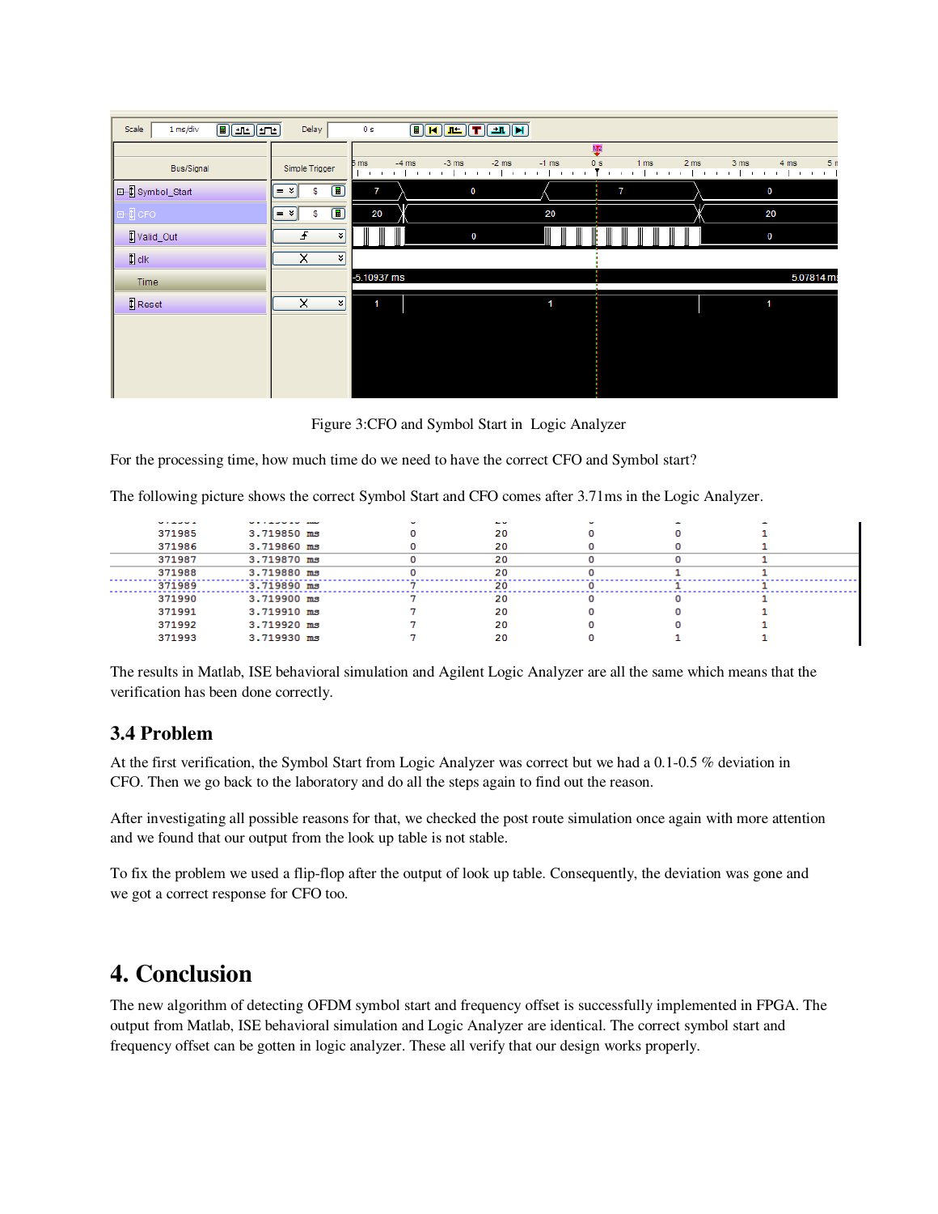Figure 3:CFO and Symbol Start in Logic Analyzer

For the processing time, how much time do we need to have the correct CFO and Symbol start?

The following picture shows the correct Symbol Start and CFO comes after 3.71ms in the Logic Analyzer.

| | | | | | | |
|---|---|---|---|---|---|---|
| 371985 | 3.719850 ms | 0 | 20 | 0 | 0 | 1 |
| 371986 | 3.719860 ms | 0 | 20 | 0 | 0 | 1 |
| 371987 | 3.719870 ms | 0 | 20 | 0 | 0 | 1 |
| 371988 | 3.719880 ms | 0 | 20 | 0 | 1 | 1 |
| 371989 | 3.719890 ms | 7 | 20 | 0 | 1 | 1 |
| 371990 | 3.719900 ms | 7 | 20 | 0 | 0 | 1 |
| 371991 | 3.719910 ms | 7 | 20 | 0 | 0 | 1 |
| 371992 | 3.719920 ms | 7 | 20 | 0 | 0 | 1 |
| 371993 | 3.719930 ms | 7 | 20 | 0 | 1 | 1 |

The results in Matlab, ISE behavioral simulation and Agilent Logic Analyzer are all the same which means that the verification has been done correctly.

## 3.4 Problem

At the first verification, the Symbol Start from Logic Analyzer was correct but we had a 0.1-0.5 % deviation in CFO. Then we go back to the laboratory and do all the steps again to find out the reason.

After investigating all possible reasons for that, we checked the post route simulation once again with more attention and we found that our output from the look up table is not stable.

To fix the problem we used a flip-flop after the output of look up table. Consequently, the deviation was gone and we got a correct response for CFO too.

# 4. Conclusion

The new algorithm of detecting OFDM symbol start and frequency offset is successfully implemented in FPGA. The output from Matlab, ISE behavioral simulation and Logic Analyzer are identical. The correct symbol start and frequency offset can be gotten in logic analyzer. These all verify that our design works properly.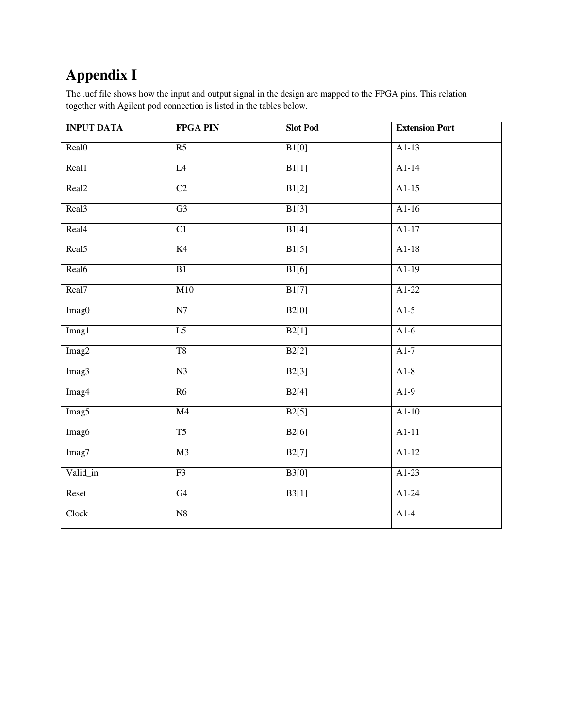# Appendix I

The .ucf file shows how the input and output signal in the design are mapped to the FPGA pins. This relation together with Agilent pod connection is listed in the tables below.

| INPUT DATA | FPGA PIN | Slot Pod | Extension Port |
|---|---|---|---|
| Real0 | R5 | B1[0] | A1-13 |
| Real1 | L4 | B1[1] | A1-14 |
| Real2 | C2 | B1[2] | A1-15 |
| Real3 | G3 | B1[3] | A1-16 |
| Real4 | C1 | B1[4] | A1-17 |
| Real5 | K4 | B1[5] | A1-18 |
| Real6 | B1 | B1[6] | A1-19 |
| Real7 | M10 | B1[7] | A1-22 |
| Imag0 | N7 | B2[0] | A1-5 |
| Imag1 | L5 | B2[1] | A1-6 |
| Imag2 | T8 | B2[2] | A1-7 |
| Imag3 | N3 | B2[3] | A1-8 |
| Imag4 | R6 | B2[4] | A1-9 |
| Imag5 | M4 | B2[5] | A1-10 |
| Imag6 | T5 | B2[6] | A1-11 |
| Imag7 | M3 | B2[7] | A1-12 |
| Valid_in | F3 | B3[0] | A1-23 |
| Reset | G4 | B3[1] | A1-24 |
| Clock | N8 | | A1-4 |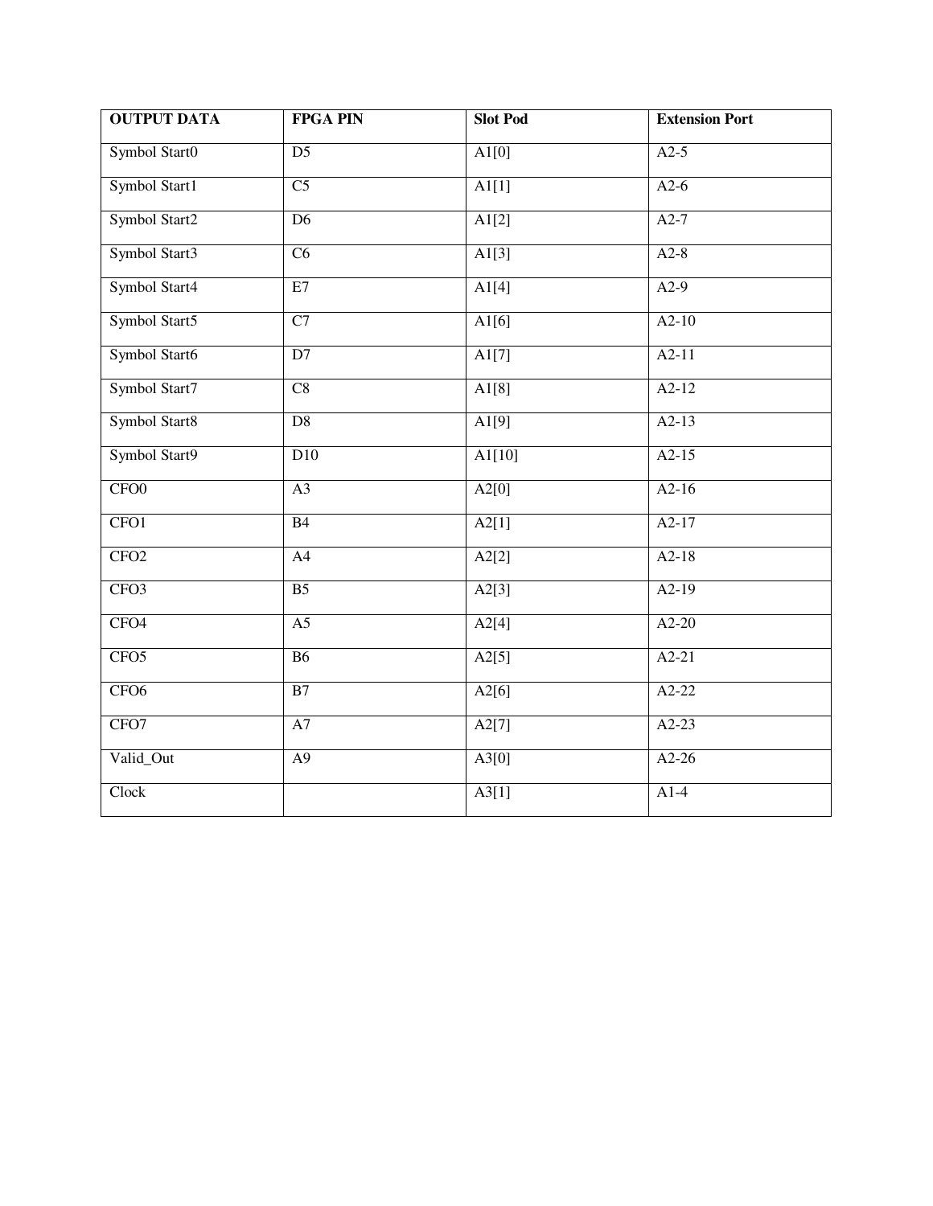| OUTPUT DATA | FPGA PIN | Slot Pod | Extension Port |
|---|---|---|---|
| Symbol Start0 | D5 | A1[0] | A2-5 |
| Symbol Start1 | C5 | A1[1] | A2-6 |
| Symbol Start2 | D6 | A1[2] | A2-7 |
| Symbol Start3 | C6 | A1[3] | A2-8 |
| Symbol Start4 | E7 | A1[4] | A2-9 |
| Symbol Start5 | C7 | A1[6] | A2-10 |
| Symbol Start6 | D7 | A1[7] | A2-11 |
| Symbol Start7 | C8 | A1[8] | A2-12 |
| Symbol Start8 | D8 | A1[9] | A2-13 |
| Symbol Start9 | D10 | A1[10] | A2-15 |
| CFO0 | A3 | A2[0] | A2-16 |
| CFO1 | B4 | A2[1] | A2-17 |
| CFO2 | A4 | A2[2] | A2-18 |
| CFO3 | B5 | A2[3] | A2-19 |
| CFO4 | A5 | A2[4] | A2-20 |
| CFO5 | B6 | A2[5] | A2-21 |
| CFO6 | B7 | A2[6] | A2-22 |
| CFO7 | A7 | A2[7] | A2-23 |
| Valid_Out | A9 | A3[0] | A2-26 |
| Clock | | A3[1] | A1-4 |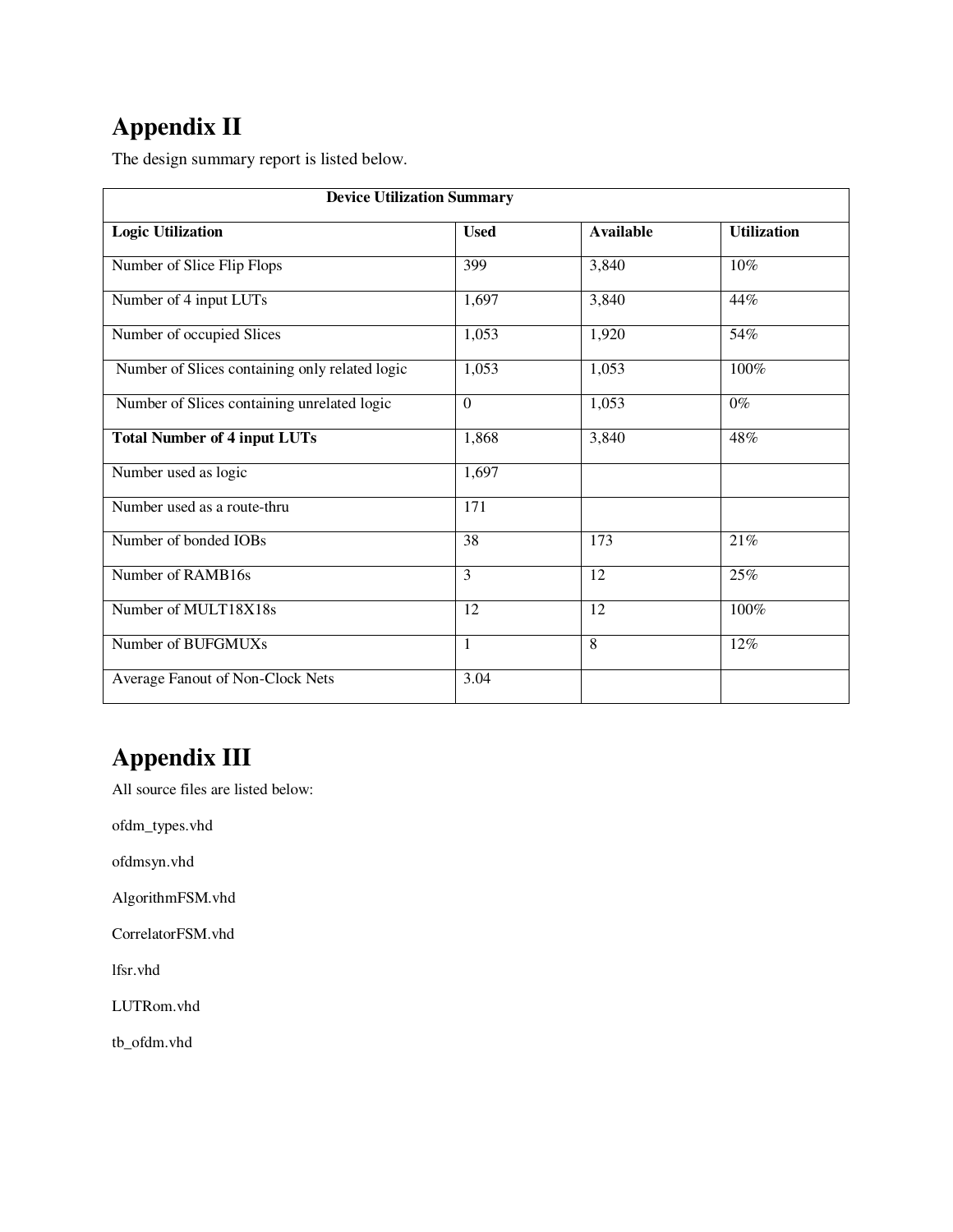# Appendix II

The design summary report is listed below.

| Device Utilization Summary | | | |
|---|---|---|---|
| **Logic Utilization** | **Used** | **Available** | **Utilization** |
| Number of Slice Flip Flops | 399 | 3,840 | 10% |
| Number of 4 input LUTs | 1,697 | 3,840 | 44% |
| Number of occupied Slices | 1,053 | 1,920 | 54% |
| Number of Slices containing only related logic | 1,053 | 1,053 | 100% |
| Number of Slices containing unrelated logic | 0 | 1,053 | 0% |
| **Total Number of 4 input LUTs** | 1,868 | 3,840 | 48% |
| Number used as logic | 1,697 | | |
| Number used as a route-thru | 171 | | |
| Number of bonded IOBs | 38 | 173 | 21% |
| Number of RAMB16s | 3 | 12 | 25% |
| Number of MULT18X18s | 12 | 12 | 100% |
| Number of BUFGMUXs | 1 | 8 | 12% |
| Average Fanout of Non-Clock Nets | 3.04 | | |

# Appendix III

All source files are listed below:

ofdm_types.vhd

ofdmsyn.vhd

AlgorithmFSM.vhd

CorrelatorFSM.vhd

lfsr.vhd

LUTRom.vhd

tb_ofdm.vhd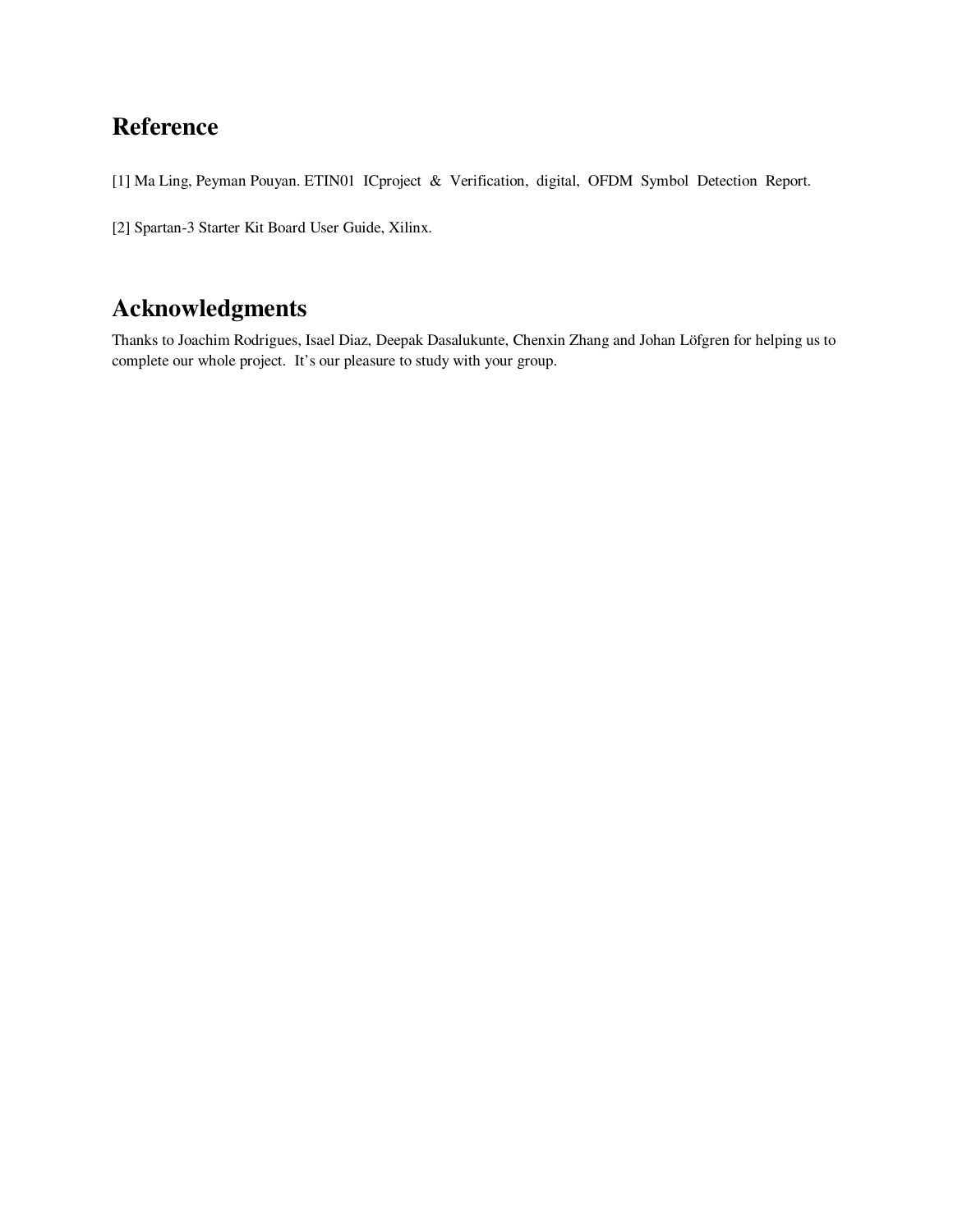## Reference

[1] Ma Ling, Peyman Pouyan. ETIN01 ICproject & Verification, digital, OFDM Symbol Detection Report.

[2] Spartan-3 Starter Kit Board User Guide, Xilinx.

## Acknowledgments

Thanks to Joachim Rodrigues, Isael Diaz, Deepak Dasalukunte, Chenxin Zhang and Johan Löfgren for helping us to complete our whole project. It's our pleasure to study with your group.